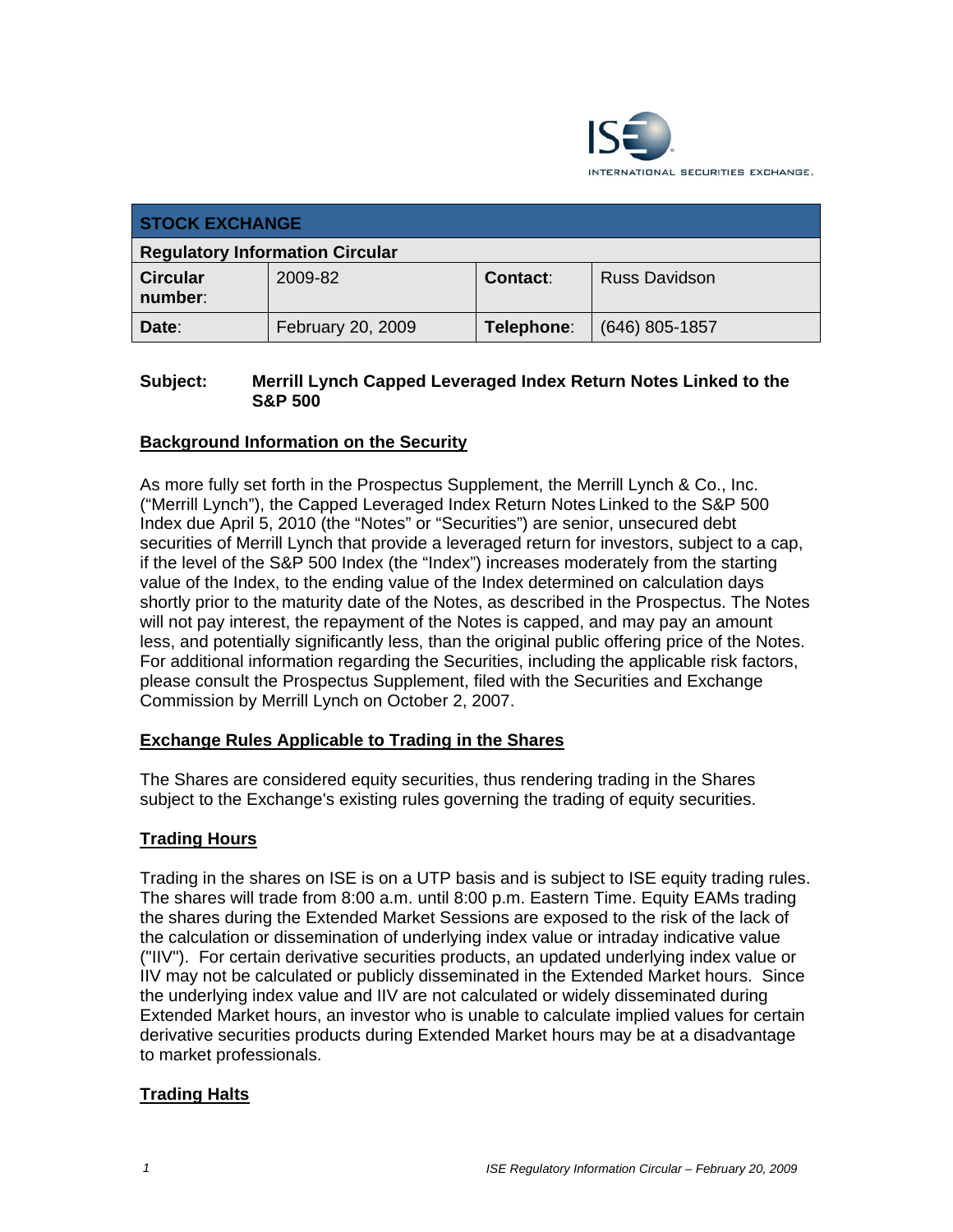| STOCK EXCHANGE | | | |
|---|---|---|---|
| **Regulatory Information Circular** | | | |
| **Circular number**: | 2009-82 | **Contact**: | Russ Davidson |
| **Date**: | February 20, 2009 | **Telephone**: | (646) 805-1857 |

**Subject:** **Merrill Lynch Capped Leveraged Index Return Notes Linked to the S&P 500**

## Background Information on the Security

As more fully set forth in the Prospectus Supplement, the Merrill Lynch & Co., Inc. ("Merrill Lynch"), the Capped Leveraged Index Return Notes Linked to the S&P 500 Index due April 5, 2010 (the "Notes" or "Securities") are senior, unsecured debt securities of Merrill Lynch that provide a leveraged return for investors, subject to a cap, if the level of the S&P 500 Index (the "Index") increases moderately from the starting value of the Index, to the ending value of the Index determined on calculation days shortly prior to the maturity date of the Notes, as described in the Prospectus. The Notes will not pay interest, the repayment of the Notes is capped, and may pay an amount less, and potentially significantly less, than the original public offering price of the Notes. For additional information regarding the Securities, including the applicable risk factors, please consult the Prospectus Supplement, filed with the Securities and Exchange Commission by Merrill Lynch on October 2, 2007.

## Exchange Rules Applicable to Trading in the Shares

The Shares are considered equity securities, thus rendering trading in the Shares subject to the Exchange's existing rules governing the trading of equity securities.

## Trading Hours

Trading in the shares on ISE is on a UTP basis and is subject to ISE equity trading rules. The shares will trade from 8:00 a.m. until 8:00 p.m. Eastern Time. Equity EAMs trading the shares during the Extended Market Sessions are exposed to the risk of the lack of the calculation or dissemination of underlying index value or intraday indicative value ("IIV"). For certain derivative securities products, an updated underlying index value or IIV may not be calculated or publicly disseminated in the Extended Market hours. Since the underlying index value and IIV are not calculated or widely disseminated during Extended Market hours, an investor who is unable to calculate implied values for certain derivative securities products during Extended Market hours may be at a disadvantage to market professionals.

## Trading Halts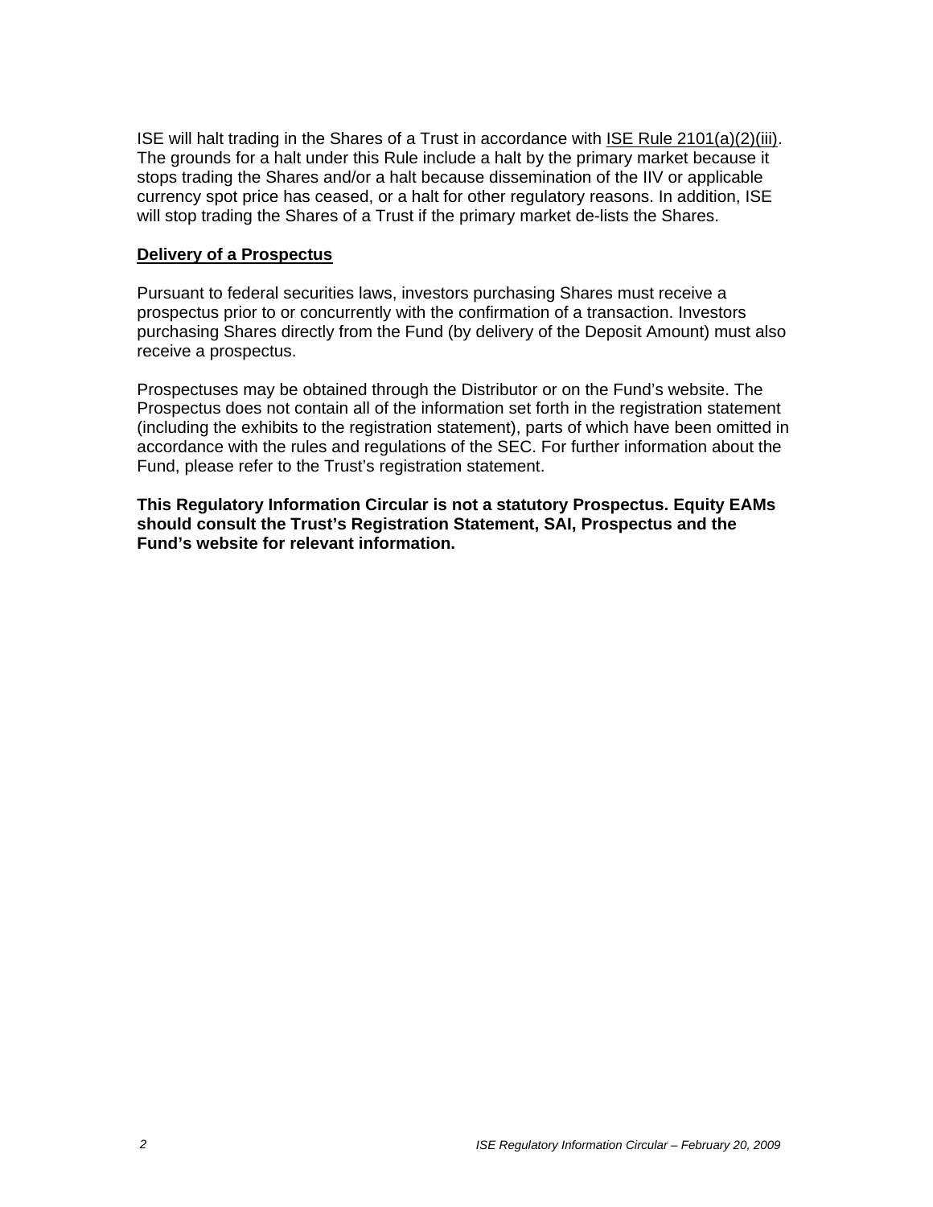ISE will halt trading in the Shares of a Trust in accordance with ISE Rule 2101(a)(2)(iii). The grounds for a halt under this Rule include a halt by the primary market because it stops trading the Shares and/or a halt because dissemination of the IIV or applicable currency spot price has ceased, or a halt for other regulatory reasons. In addition, ISE will stop trading the Shares of a Trust if the primary market de-lists the Shares.

## Delivery of a Prospectus

Pursuant to federal securities laws, investors purchasing Shares must receive a prospectus prior to or concurrently with the confirmation of a transaction. Investors purchasing Shares directly from the Fund (by delivery of the Deposit Amount) must also receive a prospectus.

Prospectuses may be obtained through the Distributor or on the Fund's website. The Prospectus does not contain all of the information set forth in the registration statement (including the exhibits to the registration statement), parts of which have been omitted in accordance with the rules and regulations of the SEC. For further information about the Fund, please refer to the Trust's registration statement.

**This Regulatory Information Circular is not a statutory Prospectus. Equity EAMs should consult the Trust's Registration Statement, SAI, Prospectus and the Fund's website for relevant information.**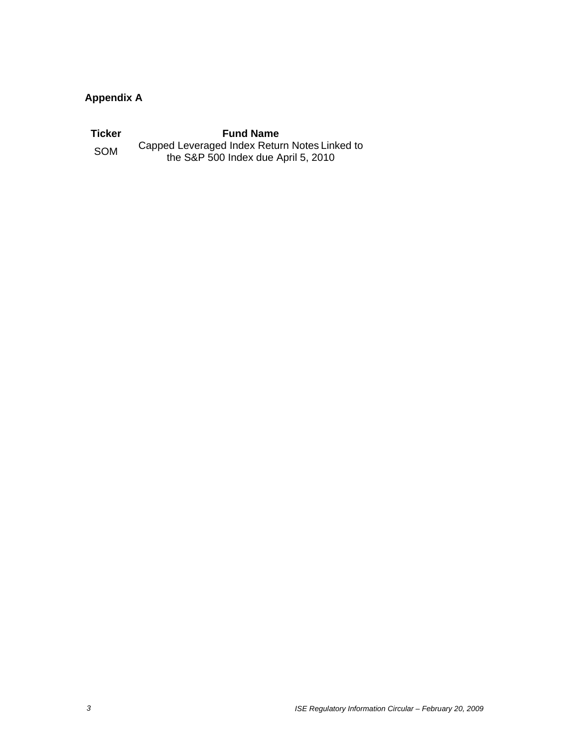**Appendix A**

| Ticker | Fund Name |
|---|---|
| SOM | Capped Leveraged Index Return Notes Linked to the S&P 500 Index due April 5, 2010 |